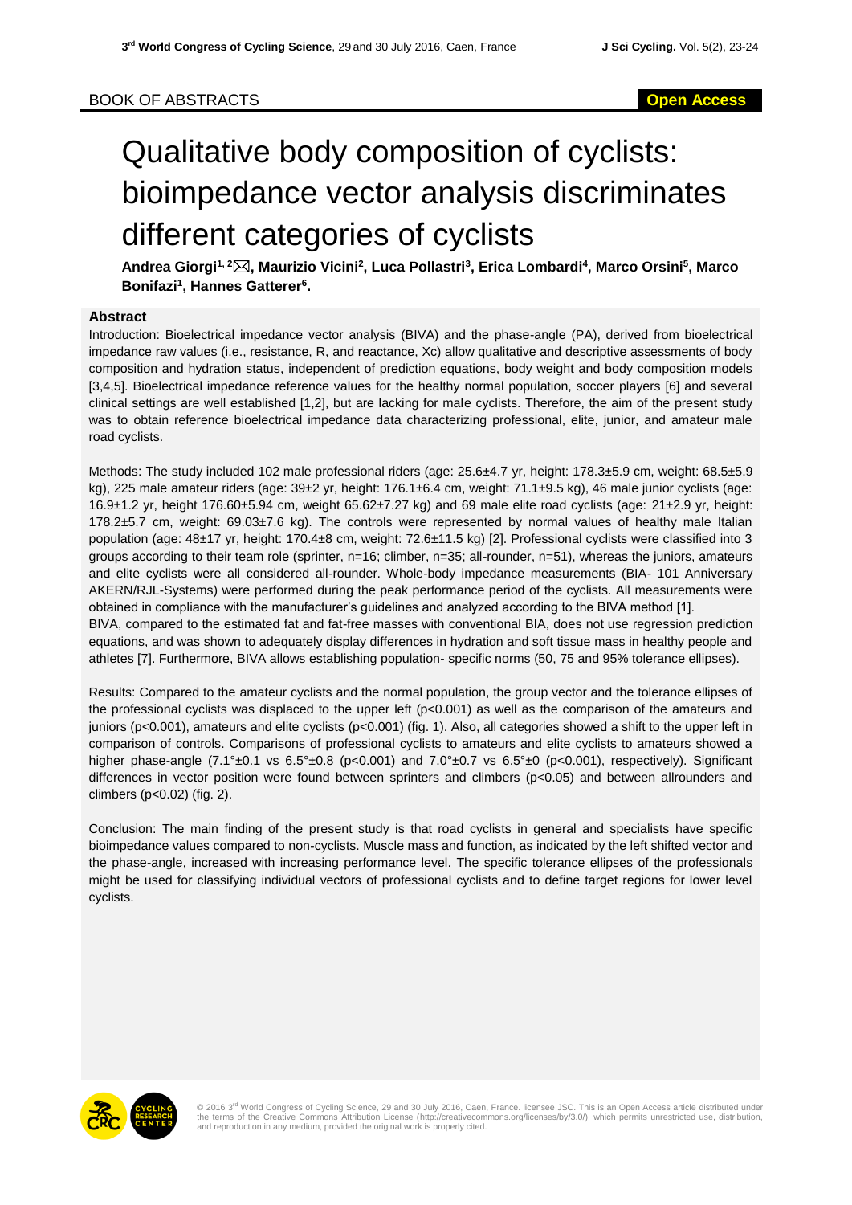BOOK OF ABSTRACTS

**Open Access**

# Qualitative body composition of cyclists: bioimpedance vector analysis discriminates different categories of cyclists

**Andrea Giorgi[1, 2]✉, Maurizio Vicini[2], Luca Pollastri[3], Erica Lombardi[4], Marco Orsini[5], Marco Bonifazi[1], Hannes Gatterer[6].**

## Abstract

Introduction: Bioelectrical impedance vector analysis (BIVA) and the phase-angle (PA), derived from bioelectrical impedance raw values (i.e., resistance, R, and reactance, Xc) allow qualitative and descriptive assessments of body composition and hydration status, independent of prediction equations, body weight and body composition models [3,4,5]. Bioelectrical impedance reference values for the healthy normal population, soccer players [6] and several clinical settings are well established [1,2], but are lacking for male cyclists. Therefore, the aim of the present study was to obtain reference bioelectrical impedance data characterizing professional, elite, junior, and amateur male road cyclists.

Methods: The study included 102 male professional riders (age: 25.6±4.7 yr, height: 178.3±5.9 cm, weight: 68.5±5.9 kg), 225 male amateur riders (age: 39±2 yr, height: 176.1±6.4 cm, weight: 71.1±9.5 kg), 46 male junior cyclists (age: 16.9±1.2 yr, height 176.60±5.94 cm, weight 65.62±7.27 kg) and 69 male elite road cyclists (age: 21±2.9 yr, height: 178.2±5.7 cm, weight: 69.03±7.6 kg). The controls were represented by normal values of healthy male Italian population (age: 48±17 yr, height: 170.4±8 cm, weight: 72.6±11.5 kg) [2]. Professional cyclists were classified into 3 groups according to their team role (sprinter, n=16; climber, n=35; all-rounder, n=51), whereas the juniors, amateurs and elite cyclists were all considered all-rounder. Whole-body impedance measurements (BIA- 101 Anniversary AKERN/RJL-Systems) were performed during the peak performance period of the cyclists. All measurements were obtained in compliance with the manufacturer's guidelines and analyzed according to the BIVA method [1].

BIVA, compared to the estimated fat and fat-free masses with conventional BIA, does not use regression prediction equations, and was shown to adequately display differences in hydration and soft tissue mass in healthy people and athletes [7]. Furthermore, BIVA allows establishing population- specific norms (50, 75 and 95% tolerance ellipses).

Results: Compared to the amateur cyclists and the normal population, the group vector and the tolerance ellipses of the professional cyclists was displaced to the upper left ($p<0.001$) as well as the comparison of the amateurs and juniors ($p<0.001$), amateurs and elite cyclists ($p<0.001$) (fig. 1). Also, all categories showed a shift to the upper left in comparison of controls. Comparisons of professional cyclists to amateurs and elite cyclists to amateurs showed a higher phase-angle (7.1°±0.1 vs 6.5°±0.8 ($p<0.001$) and 7.0°±0.7 vs 6.5°±0 ($p<0.001$), respectively). Significant differences in vector position were found between sprinters and climbers ($p<0.05$) and between allrounders and climbers ($p<0.02$) (fig. 2).

Conclusion: The main finding of the present study is that road cyclists in general and specialists have specific bioimpedance values compared to non-cyclists. Muscle mass and function, as indicated by the left shifted vector and the phase-angle, increased with increasing performance level. The specific tolerance ellipses of the professionals might be used for classifying individual vectors of professional cyclists and to define target regions for lower level cyclists.

© 2016 3rd World Congress of Cycling Science, 29 and 30 July 2016, Caen, France. licensee JSC. This is an Open Access article distributed under the terms of the Creative Commons Attribution License (http://creativecommons.org/licenses/by/3.0/), which permits unrestricted use, distribution, and reproduction in any medium, provided the original work is properly cited.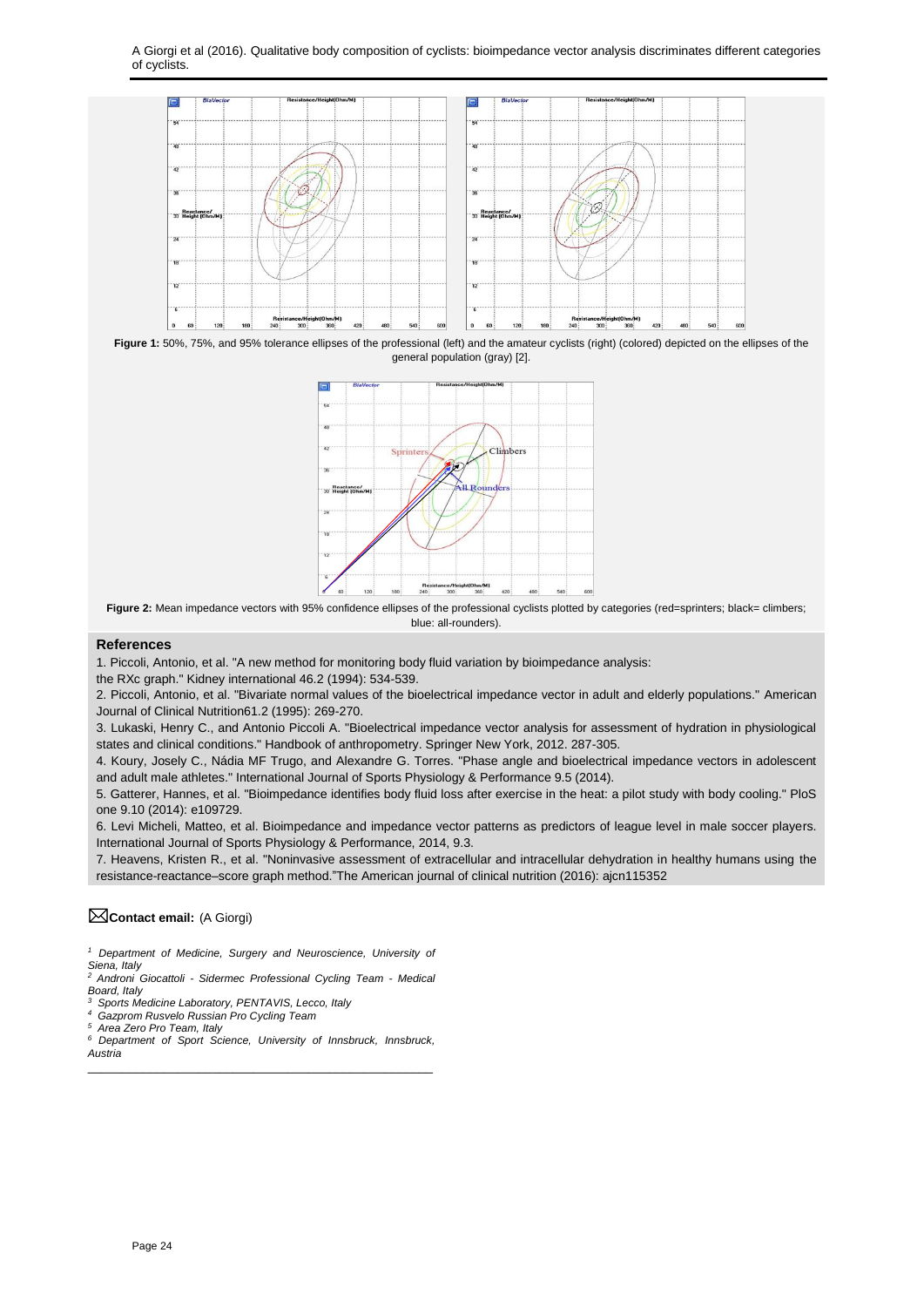Resistance/Height(Ohm/M)

Reactance/Height (Ohm/M)

Figure 1: 50%, 75%, and 95% tolerance ellipses of the professional (left) and the amateur cyclists (right) (colored) depicted on the ellipses of the general population (gray) [2].

Sprinters

Climbers

All Rounders

Resistance/Height(Ohm/M)

Reactance/Height (Ohm/M)

Figure 2: Mean impedance vectors with 95% confidence ellipses of the professional cyclists plotted by categories (red=sprinters; black= climbers; blue: all-rounders).

## References

1. Piccoli, Antonio, et al. "A new method for monitoring body fluid variation by bioimpedance analysis: the RXc graph." Kidney international 46.2 (1994): 534-539.
2. Piccoli, Antonio, et al. "Bivariate normal values of the bioelectrical impedance vector in adult and elderly populations." American Journal of Clinical Nutrition61.2 (1995): 269-270.
3. Lukaski, Henry C., and Antonio Piccoli A. "Bioelectrical impedance vector analysis for assessment of hydration in physiological states and clinical conditions." Handbook of anthropometry. Springer New York, 2012. 287-305.
4. Koury, Josely C., Nádia MF Trugo, and Alexandre G. Torres. "Phase angle and bioelectrical impedance vectors in adolescent and adult male athletes." International Journal of Sports Physiology & Performance 9.5 (2014).
5. Gatterer, Hannes, et al. "Bioimpedance identifies body fluid loss after exercise in the heat: a pilot study with body cooling." PloS one 9.10 (2014): e109729.
6. Levi Micheli, Matteo, et al. Bioimpedance and impedance vector patterns as predictors of league level in male soccer players. International Journal of Sports Physiology & Performance, 2014, 9.3.
7. Heavens, Kristen R., et al. "Noninvasive assessment of extracellular and intracellular dehydration in healthy humans using the resistance-reactance–score graph method."The American journal of clinical nutrition (2016): ajcn115352

**Contact email:** (A Giorgi)

[1] *Department of Medicine, Surgery and Neuroscience, University of Siena, Italy*
[2] *Androni Giocattoli - Sidermec Professional Cycling Team - Medical Board, Italy*
[3] *Sports Medicine Laboratory, PENTAVIS, Lecco, Italy*
[4] *Gazprom Rusvelo Russian Pro Cycling Team*
[5] *Area Zero Pro Team, Italy*
[6] *Department of Sport Science, University of Innsbruck, Innsbruck, Austria*